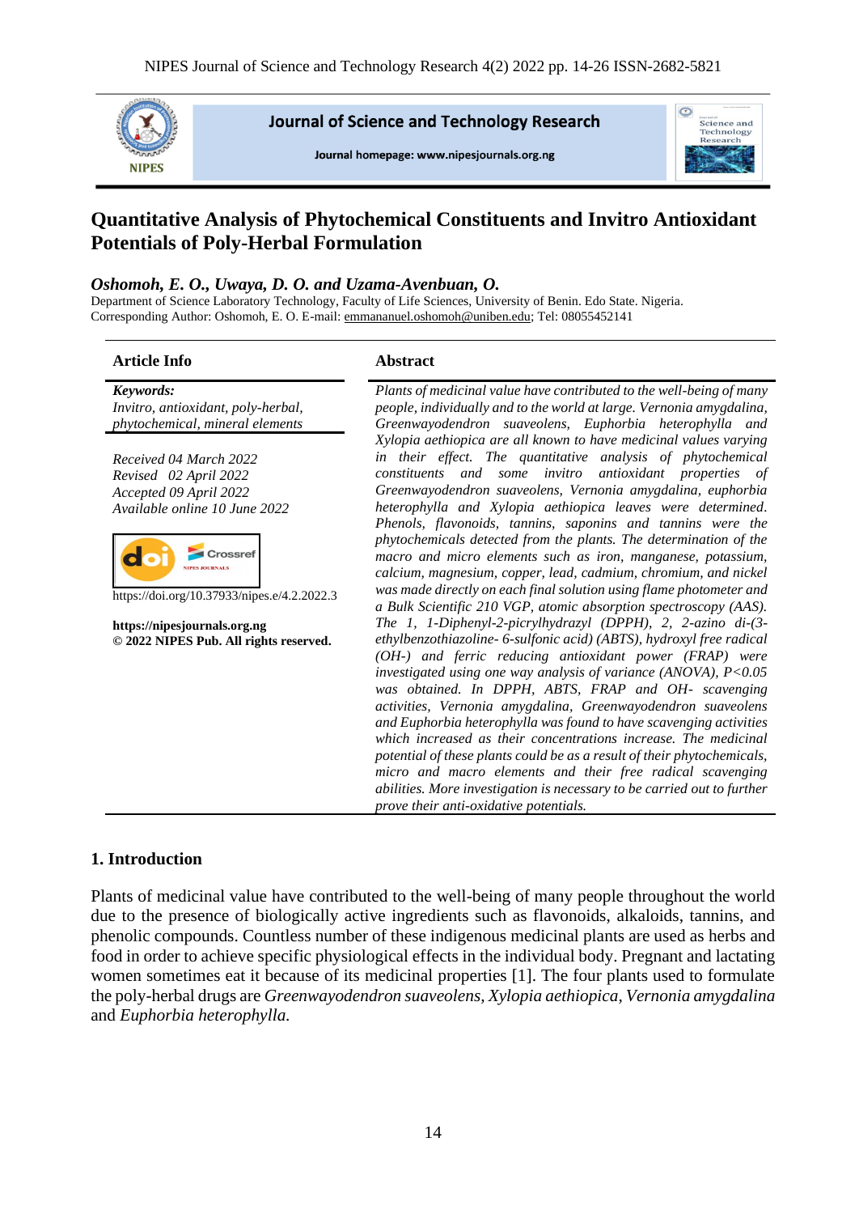# Quantitative Analysis of Phytochemical Constituents and Invitro Antioxidant Potentials of Poly-Herbal Formulation

***Oshomoh, E. O., Uwaya, D. O. and Uzama-Avenbuan, O.***

Department of Science Laboratory Technology, Faculty of Life Sciences, University of Benin. Edo State. Nigeria.
Corresponding Author: Oshomoh, E. O. E-mail: emmananuel.oshomoh@uniben.edu; Tel: 08055452141

## Article Info

***Keywords:***
*Invitro, antioxidant, poly-herbal, phytochemical, mineral elements*

*Received 04 March 2022*
*Revised 02 April 2022*
*Accepted 09 April 2022*
*Available online 10 June 2022*

https://doi.org/10.37933/nipes.e/4.2.2022.3

**https://nipesjournals.org.ng**
**© 2022 NIPES Pub. All rights reserved.**

## Abstract

*Plants of medicinal value have contributed to the well-being of many people, individually and to the world at large. Vernonia amygdalina, Greenwayodendron suaveolens, Euphorbia heterophylla and Xylopia aethiopica are all known to have medicinal values varying in their effect. The quantitative analysis of phytochemical constituents and some invitro antioxidant properties of Greenwayodendron suaveolens, Vernonia amygdalina, euphorbia heterophylla and Xylopia aethiopica leaves were determined. Phenols, flavonoids, tannins, saponins and tannins were the phytochemicals detected from the plants. The determination of the macro and micro elements such as iron, manganese, potassium, calcium, magnesium, copper, lead, cadmium, chromium, and nickel was made directly on each final solution using flame photometer and a Bulk Scientific 210 VGP, atomic absorption spectroscopy (AAS). The 1, 1-Diphenyl-2-picrylhydrazyl (DPPH), 2, 2-azino di-(3-ethylbenzothiazoline- 6-sulfonic acid) (ABTS), hydroxyl free radical (OH-) and ferric reducing antioxidant power (FRAP) were investigated using one way analysis of variance (ANOVA), P<0.05 was obtained. In DPPH, ABTS, FRAP and OH- scavenging activities, Vernonia amygdalina, Greenwayodendron suaveolens and Euphorbia heterophylla was found to have scavenging activities which increased as their concentrations increase. The medicinal potential of these plants could be as a result of their phytochemicals, micro and macro elements and their free radical scavenging abilities. More investigation is necessary to be carried out to further prove their anti-oxidative potentials.*

## 1. Introduction

Plants of medicinal value have contributed to the well-being of many people throughout the world due to the presence of biologically active ingredients such as flavonoids, alkaloids, tannins, and phenolic compounds. Countless number of these indigenous medicinal plants are used as herbs and food in order to achieve specific physiological effects in the individual body. Pregnant and lactating women sometimes eat it because of its medicinal properties [1]. The four plants used to formulate the poly-herbal drugs are *Greenwayodendron suaveolens*, *Xylopia aethiopica*, *Vernonia amygdalina* and *Euphorbia heterophylla.*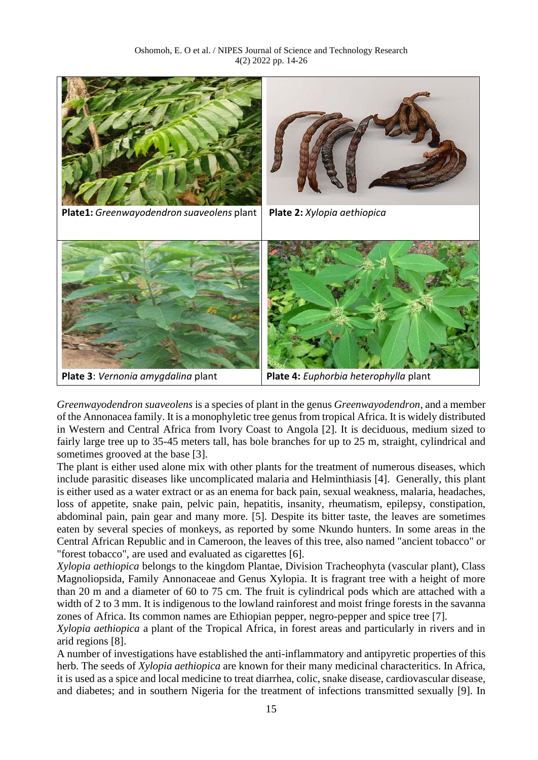**Plate1:** *Greenwayodendron suaveolens* plant

**Plate 2:** *Xylopia aethiopica*

**Plate 3**: *Vernonia amygdalina* plant

**Plate 4:** *Euphorbia heterophylla* plant

*Greenwayodendron suaveolens* is a species of plant in the genus *Greenwayodendron*, and a member of the Annonacea family. It is a monophyletic tree genus from tropical Africa. It is widely distributed in Western and Central Africa from Ivory Coast to Angola [2]. It is deciduous, medium sized to fairly large tree up to 35-45 meters tall, has bole branches for up to 25 m, straight, cylindrical and sometimes grooved at the base [3].

The plant is either used alone mix with other plants for the treatment of numerous diseases, which include parasitic diseases like uncomplicated malaria and Helminthiasis [4]. Generally, this plant is either used as a water extract or as an enema for back pain, sexual weakness, malaria, headaches, loss of appetite, snake pain, pelvic pain, hepatitis, insanity, rheumatism, epilepsy, constipation, abdominal pain, pain gear and many more. [5]. Despite its bitter taste, the leaves are sometimes eaten by several species of monkeys, as reported by some Nkundo hunters. In some areas in the Central African Republic and in Cameroon, the leaves of this tree, also named "ancient tobacco" or "forest tobacco", are used and evaluated as cigarettes [6].

*Xylopia aethiopica* belongs to the kingdom Plantae, Division Tracheophyta (vascular plant), Class Magnoliopsida, Family Annonaceae and Genus Xylopia. It is fragrant tree with a height of more than 20 m and a diameter of 60 to 75 cm. The fruit is cylindrical pods which are attached with a width of 2 to 3 mm. It is indigenous to the lowland rainforest and moist fringe forests in the savanna zones of Africa. Its common names are Ethiopian pepper, negro-pepper and spice tree [7].

*Xylopia aethiopica* a plant of the Tropical Africa, in forest areas and particularly in rivers and in arid regions [8].

A number of investigations have established the anti-inflammatory and antipyretic properties of this herb. The seeds of *Xylopia aethiopica* are known for their many medicinal characteritics. In Africa, it is used as a spice and local medicine to treat diarrhea, colic, snake disease, cardiovascular disease, and diabetes; and in southern Nigeria for the treatment of infections transmitted sexually [9]. In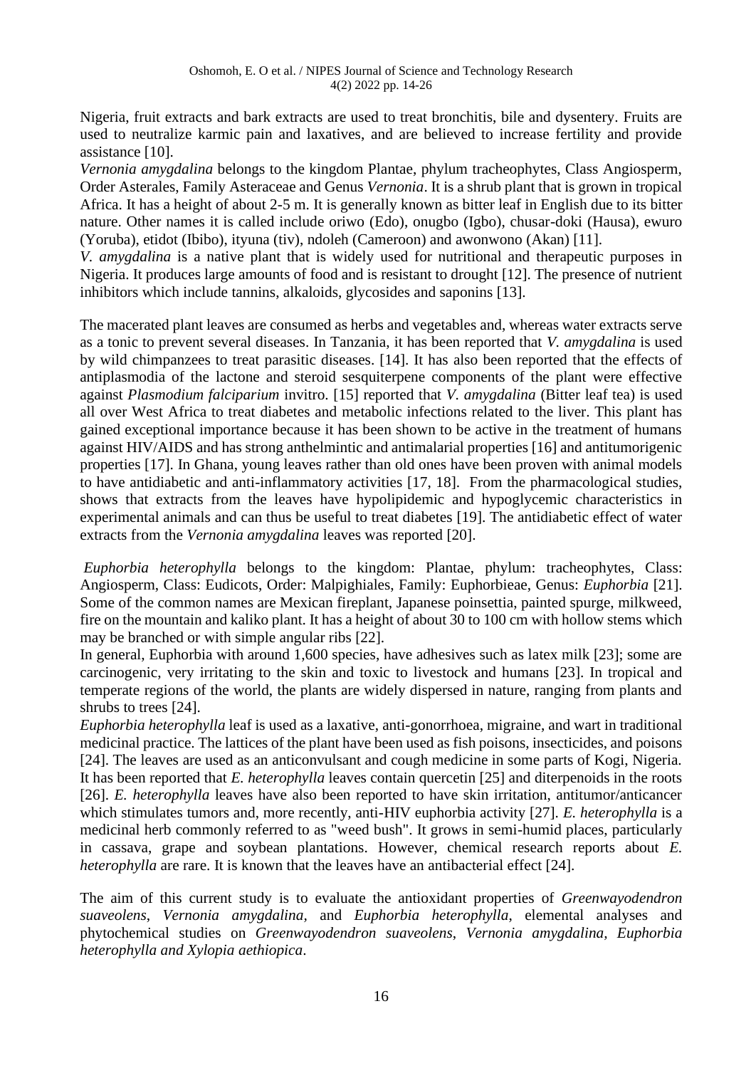Nigeria, fruit extracts and bark extracts are used to treat bronchitis, bile and dysentery. Fruits are used to neutralize karmic pain and laxatives, and are believed to increase fertility and provide assistance [10].

*Vernonia amygdalina* belongs to the kingdom Plantae, phylum tracheophytes, Class Angiosperm, Order Asterales, Family Asteraceae and Genus *Vernonia*. It is a shrub plant that is grown in tropical Africa. It has a height of about 2-5 m. It is generally known as bitter leaf in English due to its bitter nature. Other names it is called include oriwo (Edo), onugbo (Igbo), chusar-doki (Hausa), ewuro (Yoruba), etidot (Ibibo), ityuna (tiv), ndoleh (Cameroon) and awonwono (Akan) [11].

*V. amygdalina* is a native plant that is widely used for nutritional and therapeutic purposes in Nigeria. It produces large amounts of food and is resistant to drought [12]. The presence of nutrient inhibitors which include tannins, alkaloids, glycosides and saponins [13].

The macerated plant leaves are consumed as herbs and vegetables and, whereas water extracts serve as a tonic to prevent several diseases. In Tanzania, it has been reported that *V. amygdalina* is used by wild chimpanzees to treat parasitic diseases. [14]. It has also been reported that the effects of antiplasmodia of the lactone and steroid sesquiterpene components of the plant were effective against *Plasmodium falciparium* invitro. [15] reported that *V. amygdalina* (Bitter leaf tea) is used all over West Africa to treat diabetes and metabolic infections related to the liver. This plant has gained exceptional importance because it has been shown to be active in the treatment of humans against HIV/AIDS and has strong anthelmintic and antimalarial properties [16] and antitumorigenic properties [17]. In Ghana, young leaves rather than old ones have been proven with animal models to have antidiabetic and anti-inflammatory activities [17, 18]. From the pharmacological studies, shows that extracts from the leaves have hypolipidemic and hypoglycemic characteristics in experimental animals and can thus be useful to treat diabetes [19]. The antidiabetic effect of water extracts from the *Vernonia amygdalina* leaves was reported [20].

*Euphorbia heterophylla* belongs to the kingdom: Plantae, phylum: tracheophytes, Class: Angiosperm, Class: Eudicots, Order: Malpighiales, Family: Euphorbieae, Genus: *Euphorbia* [21]. Some of the common names are Mexican fireplant, Japanese poinsettia, painted spurge, milkweed, fire on the mountain and kaliko plant. It has a height of about 30 to 100 cm with hollow stems which may be branched or with simple angular ribs [22].

In general, Euphorbia with around 1,600 species, have adhesives such as latex milk [23]; some are carcinogenic, very irritating to the skin and toxic to livestock and humans [23]. In tropical and temperate regions of the world, the plants are widely dispersed in nature, ranging from plants and shrubs to trees [24].

*Euphorbia heterophylla* leaf is used as a laxative, anti-gonorrhoea, migraine, and wart in traditional medicinal practice. The lattices of the plant have been used as fish poisons, insecticides, and poisons [24]. The leaves are used as an anticonvulsant and cough medicine in some parts of Kogi, Nigeria. It has been reported that *E. heterophylla* leaves contain quercetin [25] and diterpenoids in the roots [26]. *E. heterophylla* leaves have also been reported to have skin irritation, antitumor/anticancer which stimulates tumors and, more recently, anti-HIV euphorbia activity [27]. *E. heterophylla* is a medicinal herb commonly referred to as "weed bush". It grows in semi-humid places, particularly in cassava, grape and soybean plantations. However, chemical research reports about *E. heterophylla* are rare. It is known that the leaves have an antibacterial effect [24].

The aim of this current study is to evaluate the antioxidant properties of *Greenwayodendron suaveolens*, *Vernonia amygdalina,* and *Euphorbia heterophylla*, elemental analyses and phytochemical studies on *Greenwayodendron suaveolens*, *Vernonia amygdalina*, *Euphorbia heterophylla and Xylopia aethiopica*.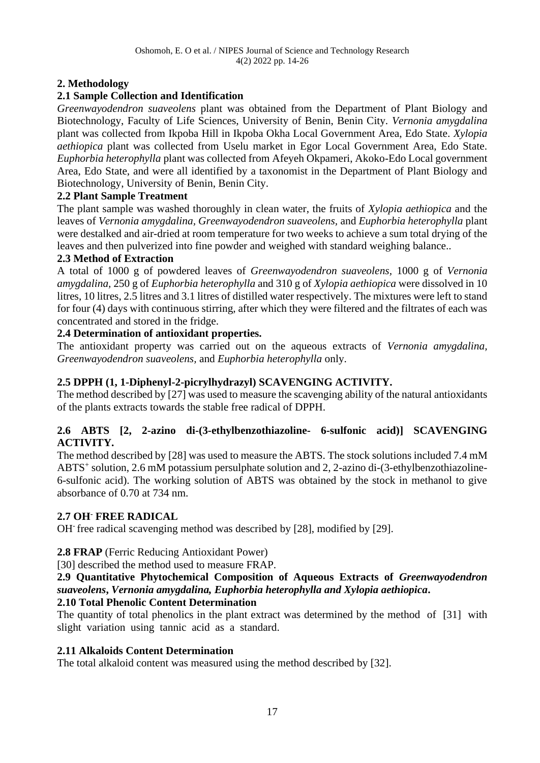## 2. Methodology

### 2.1 Sample Collection and Identification

*Greenwayodendron suaveolens* plant was obtained from the Department of Plant Biology and Biotechnology, Faculty of Life Sciences, University of Benin, Benin City. *Vernonia amygdalina* plant was collected from Ikpoba Hill in Ikpoba Okha Local Government Area, Edo State. *Xylopia aethiopica* plant was collected from Uselu market in Egor Local Government Area, Edo State. *Euphorbia heterophylla* plant was collected from Afeyeh Okpameri, Akoko-Edo Local government Area, Edo State, and were all identified by a taxonomist in the Department of Plant Biology and Biotechnology, University of Benin, Benin City.

### 2.2 Plant Sample Treatment

The plant sample was washed thoroughly in clean water, the fruits of *Xylopia aethiopica* and the leaves of *Vernonia amygdalina, Greenwayodendron suaveolens,* and *Euphorbia heterophylla* plant were destalked and air-dried at room temperature for two weeks to achieve a sum total drying of the leaves and then pulverized into fine powder and weighed with standard weighing balance..

### 2.3 Method of Extraction

A total of 1000 g of powdered leaves of *Greenwayodendron suaveolens,* 1000 g of *Vernonia amygdalina,* 250 g of *Euphorbia heterophylla* and 310 g of *Xylopia aethiopica* were dissolved in 10 litres, 10 litres, 2.5 litres and 3.1 litres of distilled water respectively. The mixtures were left to stand for four (4) days with continuous stirring, after which they were filtered and the filtrates of each was concentrated and stored in the fridge.

### 2.4 Determination of antioxidant properties.

The antioxidant property was carried out on the aqueous extracts of *Vernonia amygdalina, Greenwayodendron suaveolens,* and *Euphorbia heterophylla* only.

### 2.5 DPPH (1, 1-Diphenyl-2-picrylhydrazyl) SCAVENGING ACTIVITY.

The method described by [27] was used to measure the scavenging ability of the natural antioxidants of the plants extracts towards the stable free radical of DPPH.

### 2.6 ABTS [2, 2-azino di-(3-ethylbenzothiazoline- 6-sulfonic acid)] SCAVENGING ACTIVITY.

The method described by [28] was used to measure the ABTS. The stock solutions included 7.4 mM $ABTS^{+}$ solution, 2.6 mM potassium persulphate solution and 2, 2-azino di-(3-ethylbenzothiazoline-6-sulfonic acid). The working solution of ABTS was obtained by the stock in methanol to give absorbance of 0.70 at 734 nm.

### 2.7 $OH^{-}$ FREE RADICAL

$OH^{-}$ free radical scavenging method was described by [28], modified by [29].

### 2.8 FRAP (Ferric Reducing Antioxidant Power)

[30] described the method used to measure FRAP.

### 2.9 Quantitative Phytochemical Composition of Aqueous Extracts of *Greenwayodendron suaveolens*, *Vernonia amygdalina, Euphorbia heterophylla and Xylopia aethiopica*.

### 2.10 Total Phenolic Content Determination

The quantity of total phenolics in the plant extract was determined by the method of [31] with slight variation using tannic acid as a standard.

### 2.11 Alkaloids Content Determination

The total alkaloid content was measured using the method described by [32].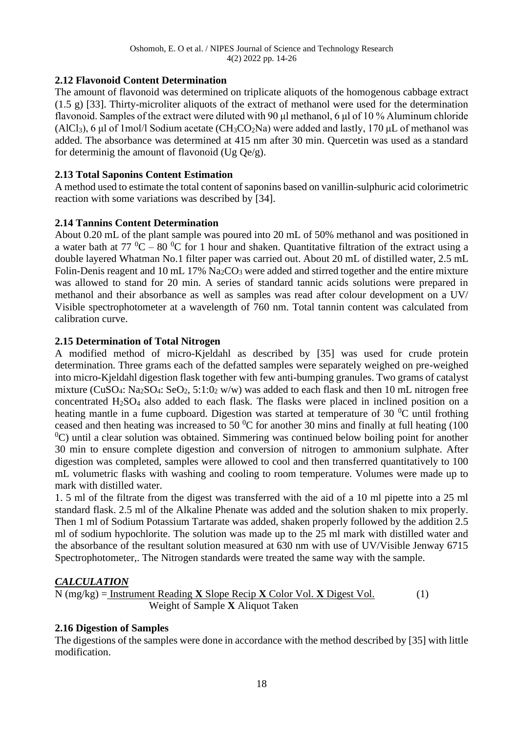## 2.12 Flavonoid Content Determination

The amount of flavonoid was determined on triplicate aliquots of the homogenous cabbage extract (1.5 g) [33]. Thirty-microliter aliquots of the extract of methanol were used for the determination flavonoid. Samples of the extract were diluted with 90 µl methanol, 6 µl of 10 % Aluminum chloride ($AlCl_3$), 6 µl of 1mol/l Sodium acetate ($CH_3CO_2Na$) were added and lastly, 170 µL of methanol was added. The absorbance was determined at 415 nm after 30 min. Quercetin was used as a standard for determinig the amount of flavonoid (Ug Qe/g).

## 2.13 Total Saponins Content Estimation

A method used to estimate the total content of saponins based on vanillin-sulphuric acid colorimetric reaction with some variations was described by [34].

## 2.14 Tannins Content Determination

About 0.20 mL of the plant sample was poured into 20 mL of 50% methanol and was positioned in a water bath at 77 $^0$C – 80 $^0$C for 1 hour and shaken. Quantitative filtration of the extract using a double layered Whatman No.1 filter paper was carried out. About 20 mL of distilled water, 2.5 mL Folin-Denis reagent and 10 mL 17% $Na_2CO_3$ were added and stirred together and the entire mixture was allowed to stand for 20 min. A series of standard tannic acids solutions were prepared in methanol and their absorbance as well as samples was read after colour development on a UV/ Visible spectrophotometer at a wavelength of 760 nm. Total tannin content was calculated from calibration curve.

## 2.15 Determination of Total Nitrogen

A modified method of micro-Kjeldahl as described by [35] was used for crude protein determination. Three grams each of the defatted samples were separately weighed on pre-weighed into micro-Kjeldahl digestion flask together with few anti-bumping granules. Two grams of catalyst mixture ($CuSO_4$: $Na_2SO_4$: $SeO_2$, 5:1:0$_2$ w/w) was added to each flask and then 10 mL nitrogen free concentrated $H_2SO_4$ also added to each flask. The flasks were placed in inclined position on a heating mantle in a fume cupboard. Digestion was started at temperature of 30 $^0$C until frothing ceased and then heating was increased to 50 $^0$C for another 30 mins and finally at full heating (100 $^0$C) until a clear solution was obtained. Simmering was continued below boiling point for another 30 min to ensure complete digestion and conversion of nitrogen to ammonium sulphate. After digestion was completed, samples were allowed to cool and then transferred quantitatively to 100 mL volumetric flasks with washing and cooling to room temperature. Volumes were made up to mark with distilled water.

1. 5 ml of the filtrate from the digest was transferred with the aid of a 10 ml pipette into a 25 ml standard flask. 2.5 ml of the Alkaline Phenate was added and the solution shaken to mix properly. Then 1 ml of Sodium Potassium Tartarate was added, shaken properly followed by the addition 2.5 ml of sodium hypochlorite. The solution was made up to the 25 ml mark with distilled water and the absorbance of the resultant solution measured at 630 nm with use of UV/Visible Jenway 6715 Spectrophotometer,. The Nitrogen standards were treated the same way with the sample.

### *CALCULATION*

$$N\ (mg/kg) = \frac{\text{Instrument Reading} \times \text{Slope Recip} \times \text{Color Vol.} \times \text{Digest Vol.}}{\text{Weight of Sample} \times \text{Aliquot Taken}} \quad (1)$$

## 2.16 Digestion of Samples

The digestions of the samples were done in accordance with the method described by [35] with little modification.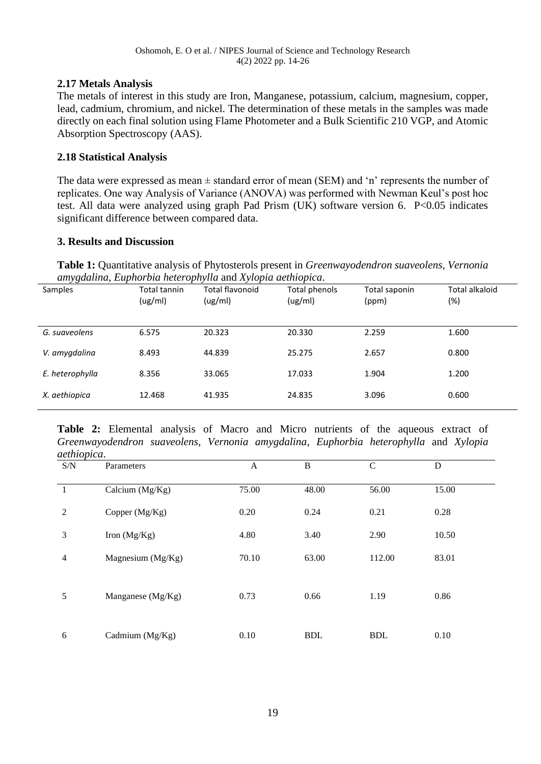### 2.17 Metals Analysis

The metals of interest in this study are Iron, Manganese, potassium, calcium, magnesium, copper, lead, cadmium, chromium, and nickel. The determination of these metals in the samples was made directly on each final solution using Flame Photometer and a Bulk Scientific 210 VGP, and Atomic Absorption Spectroscopy (AAS).

### 2.18 Statistical Analysis

The data were expressed as mean ± standard error of mean (SEM) and 'n' represents the number of replicates. One way Analysis of Variance (ANOVA) was performed with Newman Keul's post hoc test. All data were analyzed using graph Pad Prism (UK) software version 6. $P<0.05$ indicates significant difference between compared data.

## 3. Results and Discussion

**Table 1:** Quantitative analysis of Phytosterols present in *Greenwayodendron suaveolens, Vernonia amygdalina, Euphorbia heterophylla* and *Xylopia aethiopica*.

| Samples | Total tannin (ug/ml) | Total flavonoid (ug/ml) | Total phenols (ug/ml) | Total saponin (ppm) | Total alkaloid (%) |
|---|---|---|---|---|---|
| *G. suaveolens* | 6.575 | 20.323 | 20.330 | 2.259 | 1.600 |
| *V. amygdalina* | 8.493 | 44.839 | 25.275 | 2.657 | 0.800 |
| *E. heterophylla* | 8.356 | 33.065 | 17.033 | 1.904 | 1.200 |
| *X. aethiopica* | 12.468 | 41.935 | 24.835 | 3.096 | 0.600 |

**Table 2:** Elemental analysis of Macro and Micro nutrients of the aqueous extract of *Greenwayodendron suaveolens, Vernonia amygdalina, Euphorbia heterophylla* and *Xylopia aethiopica*.

| S/N | Parameters | A | B | C | D |
|---|---|---|---|---|---|
| 1 | Calcium (Mg/Kg) | 75.00 | 48.00 | 56.00 | 15.00 |
| 2 | Copper (Mg/Kg) | 0.20 | 0.24 | 0.21 | 0.28 |
| 3 | Iron (Mg/Kg) | 4.80 | 3.40 | 2.90 | 10.50 |
| 4 | Magnesium (Mg/Kg) | 70.10 | 63.00 | 112.00 | 83.01 |
| 5 | Manganese (Mg/Kg) | 0.73 | 0.66 | 1.19 | 0.86 |
| 6 | Cadmium (Mg/Kg) | 0.10 | BDL | BDL | 0.10 |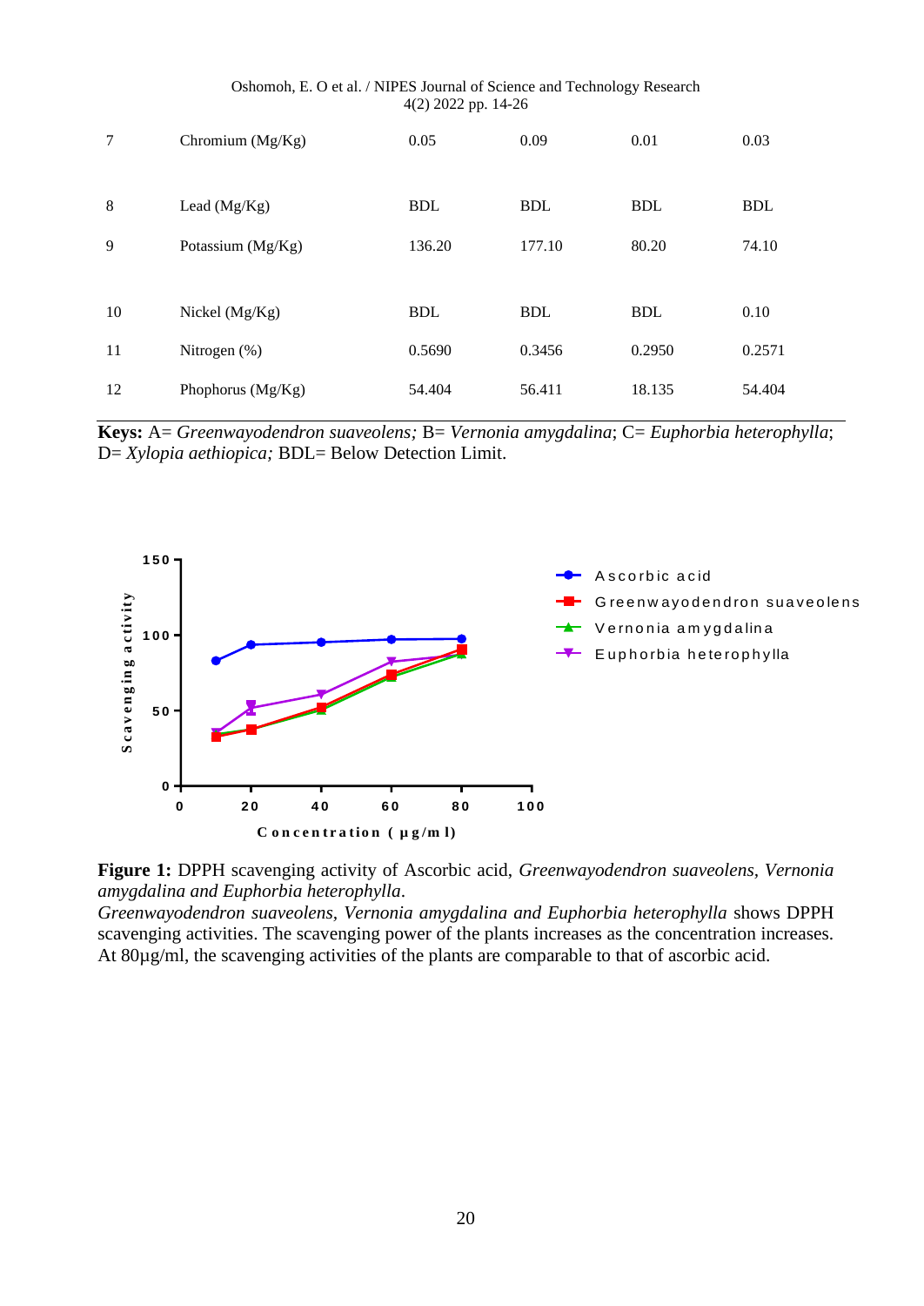| | | | | | |
|---|---|---|---|---|---|
| 7 | Chromium (Mg/Kg) | 0.05 | 0.09 | 0.01 | 0.03 |
| 8 | Lead (Mg/Kg) | BDL | BDL | BDL | BDL |
| 9 | Potassium (Mg/Kg) | 136.20 | 177.10 | 80.20 | 74.10 |
| 10 | Nickel (Mg/Kg) | BDL | BDL | BDL | 0.10 |
| 11 | Nitrogen (%) | 0.5690 | 0.3456 | 0.2950 | 0.2571 |
| 12 | Phophorus (Mg/Kg) | 54.404 | 56.411 | 18.135 | 54.404 |

**Keys:** A= *Greenwayodendron suaveolens;* B= *Vernonia amygdalina*; C= *Euphorbia heterophylla*; D= *Xylopia aethiopica;* BDL= Below Detection Limit.

**Figure 1:** DPPH scavenging activity of Ascorbic acid, *Greenwayodendron suaveolens, Vernonia amygdalina and Euphorbia heterophylla.*

*Greenwayodendron suaveolens, Vernonia amygdalina and Euphorbia heterophylla* shows DPPH scavenging activities. The scavenging power of the plants increases as the concentration increases. At 80μg/ml, the scavenging activities of the plants are comparable to that of ascorbic acid.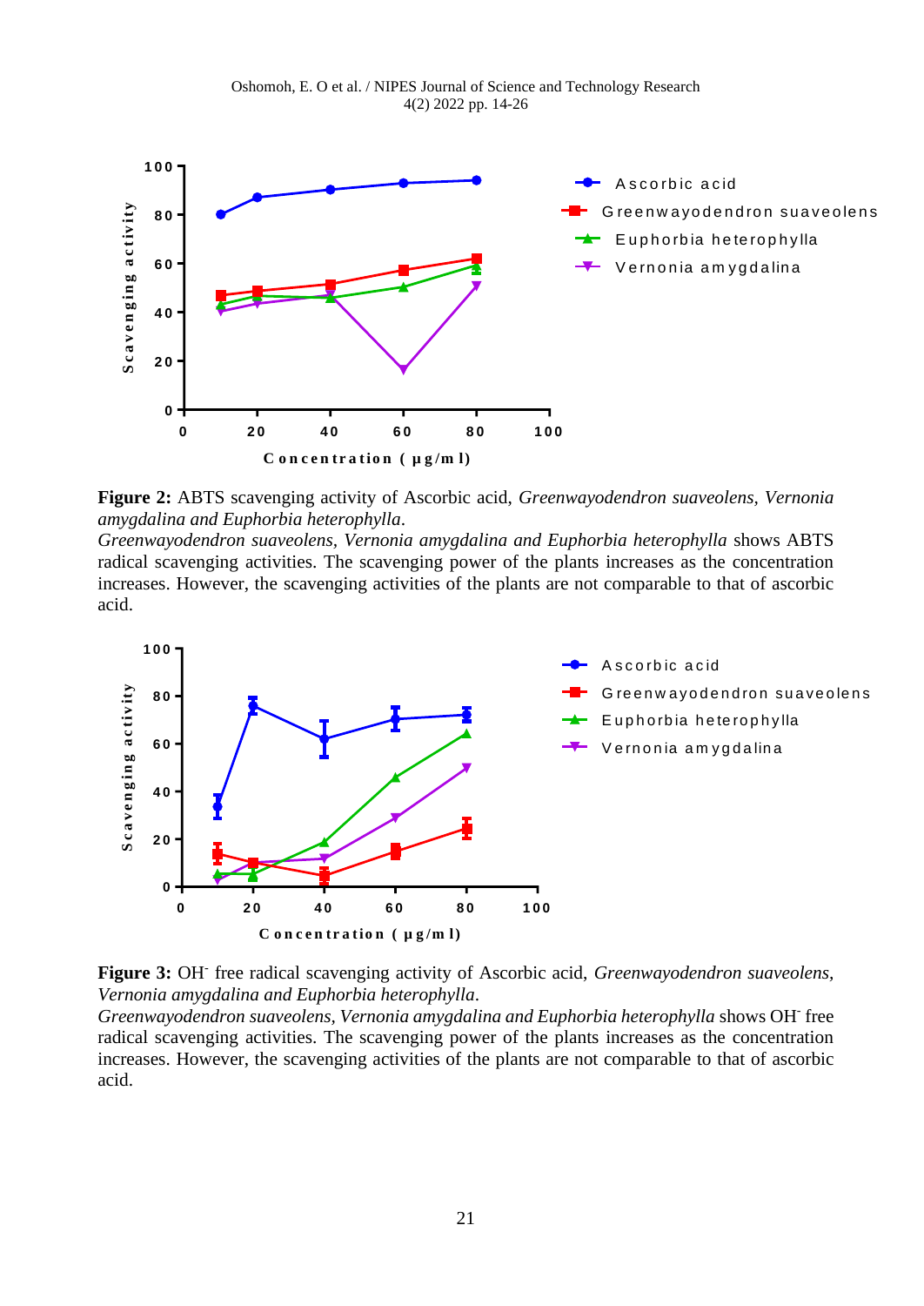**Figure 2:** ABTS scavenging activity of Ascorbic acid, *Greenwayodendron suaveolens, Vernonia amygdalina and Euphorbia heterophylla.*

*Greenwayodendron suaveolens, Vernonia amygdalina and Euphorbia heterophylla* shows ABTS radical scavenging activities. The scavenging power of the plants increases as the concentration increases. However, the scavenging activities of the plants are not comparable to that of ascorbic acid.

**Figure 3:** $OH^-$ free radical scavenging activity of Ascorbic acid, *Greenwayodendron suaveolens, Vernonia amygdalina and Euphorbia heterophylla.*

*Greenwayodendron suaveolens, Vernonia amygdalina and Euphorbia heterophylla* shows $OH^-$ free radical scavenging activities. The scavenging power of the plants increases as the concentration increases. However, the scavenging activities of the plants are not comparable to that of ascorbic acid.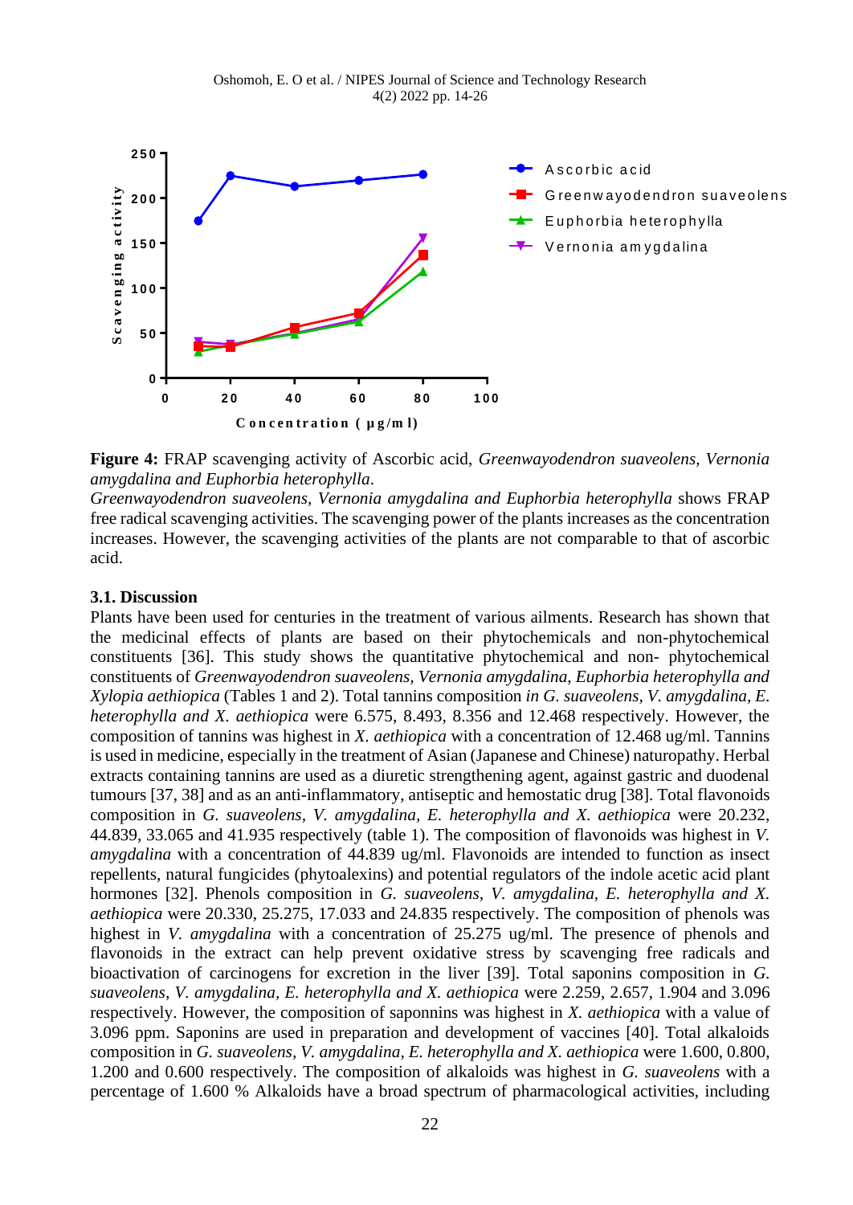**Figure 4:** FRAP scavenging activity of Ascorbic acid, *Greenwayodendron suaveolens, Vernonia amygdalina and Euphorbia heterophylla*.

*Greenwayodendron suaveolens, Vernonia amygdalina and Euphorbia heterophylla* shows FRAP free radical scavenging activities. The scavenging power of the plants increases as the concentration increases. However, the scavenging activities of the plants are not comparable to that of ascorbic acid.

### 3.1. Discussion

Plants have been used for centuries in the treatment of various ailments. Research has shown that the medicinal effects of plants are based on their phytochemicals and non-phytochemical constituents [36]. This study shows the quantitative phytochemical and non- phytochemical constituents of *Greenwayodendron suaveolens, Vernonia amygdalina, Euphorbia heterophylla and Xylopia aethiopica* (Tables 1 and 2). Total tannins composition *in G. suaveolens, V. amygdalina, E. heterophylla and X. aethiopica* were 6.575, 8.493, 8.356 and 12.468 respectively. However, the composition of tannins was highest in *X. aethiopica* with a concentration of 12.468 ug/ml. Tannins is used in medicine, especially in the treatment of Asian (Japanese and Chinese) naturopathy. Herbal extracts containing tannins are used as a diuretic strengthening agent, against gastric and duodenal tumours [37, 38] and as an anti-inflammatory, antiseptic and hemostatic drug [38]. Total flavonoids composition in *G. suaveolens, V. amygdalina, E. heterophylla and X. aethiopica* were 20.232, 44.839, 33.065 and 41.935 respectively (table 1). The composition of flavonoids was highest in *V. amygdalina* with a concentration of 44.839 ug/ml. Flavonoids are intended to function as insect repellents, natural fungicides (phytoalexins) and potential regulators of the indole acetic acid plant hormones [32]. Phenols composition in *G. suaveolens, V. amygdalina, E. heterophylla and X. aethiopica* were 20.330, 25.275, 17.033 and 24.835 respectively. The composition of phenols was highest in *V. amygdalina* with a concentration of 25.275 ug/ml. The presence of phenols and flavonoids in the extract can help prevent oxidative stress by scavenging free radicals and bioactivation of carcinogens for excretion in the liver [39]. Total saponins composition in *G. suaveolens, V. amygdalina, E. heterophylla and X. aethiopica* were 2.259, 2.657, 1.904 and 3.096 respectively. However, the composition of saponnins was highest in *X. aethiopica* with a value of 3.096 ppm. Saponins are used in preparation and development of vaccines [40]. Total alkaloids composition in *G. suaveolens, V. amygdalina, E. heterophylla and X. aethiopica* were 1.600, 0.800, 1.200 and 0.600 respectively. The composition of alkaloids was highest in *G. suaveolens* with a percentage of 1.600 % Alkaloids have a broad spectrum of pharmacological activities, including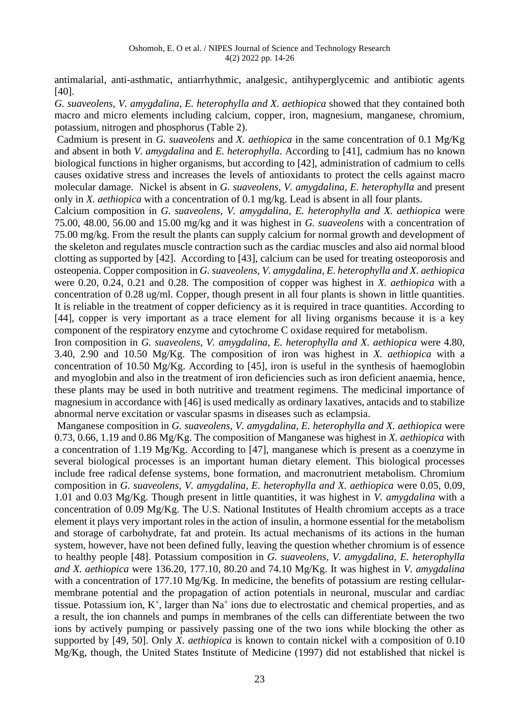antimalarial, anti-asthmatic, antiarrhythmic, analgesic, antihyperglycemic and antibiotic agents [40].

*G. suaveolens, V. amygdalina, E. heterophylla and X. aethiopica* showed that they contained both macro and micro elements including calcium, copper, iron, magnesium, manganese, chromium, potassium, nitrogen and phosphorus (Table 2).

Cadmium is present in *G. suaveolens* and *X. aethiopica* in the same concentration of 0.1 Mg/Kg and absent in both *V. amygdalina* and *E. heterophylla*. According to [41], cadmium has no known biological functions in higher organisms, but according to [42], administration of cadmium to cells causes oxidative stress and increases the levels of antioxidants to protect the cells against macro molecular damage. Nickel is absent in *G. suaveolens, V. amygdalina, E. heterophylla* and present only in *X. aethiopica* with a concentration of 0.1 mg/kg. Lead is absent in all four plants.

Calcium composition in *G. suaveolens, V. amygdalina, E. heterophylla and X. aethiopica* were 75.00, 48.00, 56.00 and 15.00 mg/kg and it was highest in *G. suaveolens* with a concentration of 75.00 mg/kg. From the result the plants can supply calcium for normal growth and development of the skeleton and regulates muscle contraction such as the cardiac muscles and also aid normal blood clotting as supported by [42]. According to [43], calcium can be used for treating osteoporosis and osteopenia. Copper composition in *G. suaveolens, V. amygdalina, E. heterophylla and X. aethiopica* were 0.20, 0.24, 0.21 and 0.28. The composition of copper was highest in *X. aethiopica* with a concentration of 0.28 ug/ml. Copper, though present in all four plants is shown in little quantities. It is reliable in the treatment of copper deficiency as it is required in trace quantities. According to [44], copper is very important as a trace element for all living organisms because it is a key component of the respiratory enzyme and cytochrome C oxidase required for metabolism.

Iron composition in *G. suaveolens, V. amygdalina, E. heterophylla and X. aethiopica* were 4.80, 3.40, 2.90 and 10.50 Mg/Kg. The composition of iron was highest in *X. aethiopica* with a concentration of 10.50 Mg/Kg. According to [45], iron is useful in the synthesis of haemoglobin and myoglobin and also in the treatment of iron deficiencies such as iron deficient anaemia, hence, these plants may be used in both nutritive and treatment regimens. The medicinal importance of magnesium in accordance with [46] is used medically as ordinary laxatives, antacids and to stabilize abnormal nerve excitation or vascular spasms in diseases such as eclampsia.

Manganese composition in *G. suaveolens, V. amygdalina, E. heterophylla and X. aethiopica* were 0.73, 0.66, 1.19 and 0.86 Mg/Kg. The composition of Manganese was highest in *X. aethiopica* with a concentration of 1.19 Mg/Kg. According to [47], manganese which is present as a coenzyme in several biological processes is an important human dietary element. This biological processes include free radical defense systems, bone formation, and macronutrient metabolism. Chromium composition in *G. suaveolens, V. amygdalina, E. heterophylla and X. aethiopica* were 0.05, 0.09, 1.01 and 0.03 Mg/Kg. Though present in little quantities, it was highest in *V. amygdalina* with a concentration of 0.09 Mg/Kg. The U.S. National Institutes of Health chromium accepts as a trace element it plays very important roles in the action of insulin, a hormone essential for the metabolism and storage of carbohydrate, fat and protein. Its actual mechanisms of its actions in the human system, however, have not been defined fully, leaving the question whether chromium is of essence to healthy people [48]. Potassium composition in *G. suaveolens, V. amygdalina, E. heterophylla and X. aethiopica* were 136.20, 177.10, 80.20 and 74.10 Mg/Kg. It was highest in *V. amygdalina* with a concentration of 177.10 Mg/Kg. In medicine, the benefits of potassium are resting cellular-membrane potential and the propagation of action potentials in neuronal, muscular and cardiac tissue. Potassium ion, $K^+$, larger than $Na^+$ ions due to electrostatic and chemical properties, and as a result, the ion channels and pumps in membranes of the cells can differentiate between the two ions by actively pumping or passively passing one of the two ions while blocking the other as supported by [49, 50]. Only *X. aethiopica* is known to contain nickel with a composition of 0.10 Mg/Kg, though, the United States Institute of Medicine (1997) did not established that nickel is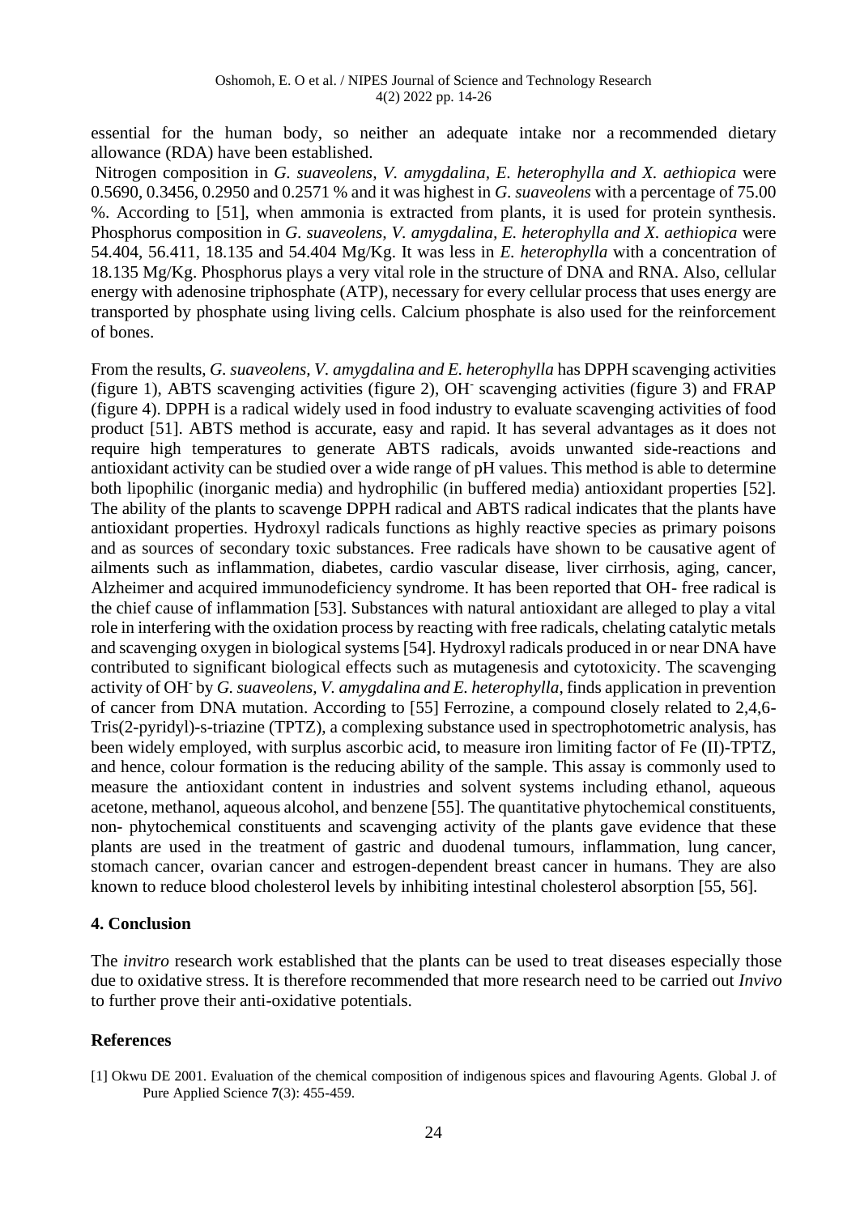essential for the human body, so neither an adequate intake nor a recommended dietary allowance (RDA) have been established.

Nitrogen composition in *G. suaveolens, V. amygdalina, E. heterophylla and X. aethiopica* were 0.5690, 0.3456, 0.2950 and 0.2571 % and it was highest in *G. suaveolens* with a percentage of 75.00 %. According to [51], when ammonia is extracted from plants, it is used for protein synthesis. Phosphorus composition in *G. suaveolens, V. amygdalina, E. heterophylla and X. aethiopica* were 54.404, 56.411, 18.135 and 54.404 Mg/Kg. It was less in *E. heterophylla* with a concentration of 18.135 Mg/Kg. Phosphorus plays a very vital role in the structure of DNA and RNA. Also, cellular energy with adenosine triphosphate (ATP), necessary for every cellular process that uses energy are transported by phosphate using living cells. Calcium phosphate is also used for the reinforcement of bones.

From the results, *G. suaveolens, V. amygdalina and E. heterophylla* has DPPH scavenging activities (figure 1), ABTS scavenging activities (figure 2), $OH^-$ scavenging activities (figure 3) and FRAP (figure 4). DPPH is a radical widely used in food industry to evaluate scavenging activities of food product [51]. ABTS method is accurate, easy and rapid. It has several advantages as it does not require high temperatures to generate ABTS radicals, avoids unwanted side-reactions and antioxidant activity can be studied over a wide range of pH values. This method is able to determine both lipophilic (inorganic media) and hydrophilic (in buffered media) antioxidant properties [52]. The ability of the plants to scavenge DPPH radical and ABTS radical indicates that the plants have antioxidant properties. Hydroxyl radicals functions as highly reactive species as primary poisons and as sources of secondary toxic substances. Free radicals have shown to be causative agent of ailments such as inflammation, diabetes, cardio vascular disease, liver cirrhosis, aging, cancer, Alzheimer and acquired immunodeficiency syndrome. It has been reported that OH- free radical is the chief cause of inflammation [53]. Substances with natural antioxidant are alleged to play a vital role in interfering with the oxidation process by reacting with free radicals, chelating catalytic metals and scavenging oxygen in biological systems [54]. Hydroxyl radicals produced in or near DNA have contributed to significant biological effects such as mutagenesis and cytotoxicity. The scavenging activity of $OH^-$ by *G. suaveolens, V. amygdalina and E. heterophylla*, finds application in prevention of cancer from DNA mutation. According to [55] Ferrozine, a compound closely related to 2,4,6-Tris(2-pyridyl)-s-triazine (TPTZ), a complexing substance used in spectrophotometric analysis, has been widely employed, with surplus ascorbic acid, to measure iron limiting factor of Fe (II)-TPTZ, and hence, colour formation is the reducing ability of the sample. This assay is commonly used to measure the antioxidant content in industries and solvent systems including ethanol, aqueous acetone, methanol, aqueous alcohol, and benzene [55]. The quantitative phytochemical constituents, non- phytochemical constituents and scavenging activity of the plants gave evidence that these plants are used in the treatment of gastric and duodenal tumours, inflammation, lung cancer, stomach cancer, ovarian cancer and estrogen-dependent breast cancer in humans. They are also known to reduce blood cholesterol levels by inhibiting intestinal cholesterol absorption [55, 56].

## 4. Conclusion

The *invitro* research work established that the plants can be used to treat diseases especially those due to oxidative stress. It is therefore recommended that more research need to be carried out *Invivo* to further prove their anti-oxidative potentials.

## References

[1] Okwu DE 2001. Evaluation of the chemical composition of indigenous spices and flavouring Agents. Global J. of Pure Applied Science **7**(3): 455-459.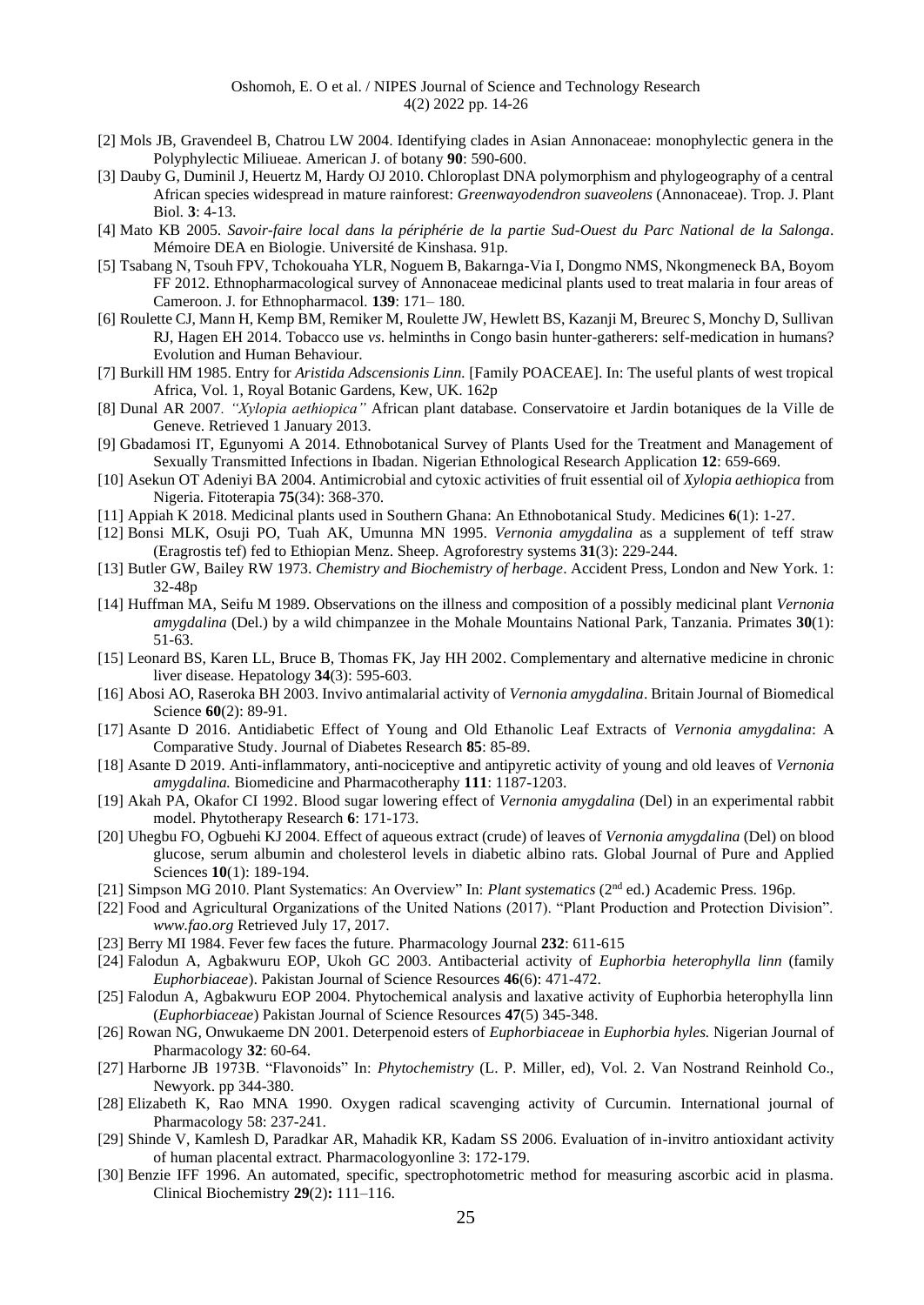[2] Mols JB, Gravendeel B, Chatrou LW 2004. Identifying clades in Asian Annonaceae: monophylectic genera in the Polyphylectic Miliueae. American J. of botany **90**: 590-600.

[3] Dauby G, Duminil J, Heuertz M, Hardy OJ 2010. Chloroplast DNA polymorphism and phylogeography of a central African species widespread in mature rainforest: *Greenwayodendron suaveolens* (Annonaceae). Trop. J. Plant Biol. **3**: 4-13.

[4] Mato KB 2005. *Savoir-faire local dans la périphérie de la partie Sud-Ouest du Parc National de la Salonga*. Mémoire DEA en Biologie. Université de Kinshasa. 91p.

[5] Tsabang N, Tsouh FPV, Tchokouaha YLR, Noguem B, Bakarnga-Via I, Dongmo NMS, Nkongmeneck BA, Boyom FF 2012. Ethnopharmacological survey of Annonaceae medicinal plants used to treat malaria in four areas of Cameroon. J. for Ethnopharmacol. **139**: 171– 180.

[6] Roulette CJ, Mann H, Kemp BM, Remiker M, Roulette JW, Hewlett BS, Kazanji M, Breurec S, Monchy D, Sullivan RJ, Hagen EH 2014. Tobacco use *vs.* helminths in Congo basin hunter-gatherers: self-medication in humans? Evolution and Human Behaviour.

[7] Burkill HM 1985. Entry for *Aristida Adscensionis Linn.* [Family POACEAE]. In: The useful plants of west tropical Africa, Vol. 1, Royal Botanic Gardens, Kew, UK. 162p

[8] Dunal AR 2007. *"Xylopia aethiopica"* African plant database. Conservatoire et Jardin botaniques de la Ville de Geneve. Retrieved 1 January 2013.

[9] Gbadamosi IT, Egunyomi A 2014. Ethnobotanical Survey of Plants Used for the Treatment and Management of Sexually Transmitted Infections in Ibadan. Nigerian Ethnological Research Application **12**: 659-669.

[10] Asekun OT Adeniyi BA 2004. Antimicrobial and cytoxic activities of fruit essential oil of *Xylopia aethiopica* from Nigeria. Fitoterapia **75**(34): 368-370.

[11] Appiah K 2018. Medicinal plants used in Southern Ghana: An Ethnobotanical Study. Medicines **6**(1): 1-27.

[12] Bonsi MLK, Osuji PO, Tuah AK, Umunna MN 1995. *Vernonia amygdalina* as a supplement of teff straw (Eragrostis tef) fed to Ethiopian Menz. Sheep. Agroforestry systems **31**(3): 229-244.

[13] Butler GW, Bailey RW 1973. *Chemistry and Biochemistry of herbage*. Accident Press, London and New York. 1: 32-48p

[14] Huffman MA, Seifu M 1989. Observations on the illness and composition of a possibly medicinal plant *Vernonia amygdalina* (Del.) by a wild chimpanzee in the Mohale Mountains National Park, Tanzania. Primates **30**(1): 51-63.

[15] Leonard BS, Karen LL, Bruce B, Thomas FK, Jay HH 2002. Complementary and alternative medicine in chronic liver disease. Hepatology **34**(3): 595-603.

[16] Abosi AO, Raseroka BH 2003. Invivo antimalarial activity of *Vernonia amygdalina*. Britain Journal of Biomedical Science **60**(2): 89-91.

[17] Asante D 2016. Antidiabetic Effect of Young and Old Ethanolic Leaf Extracts of *Vernonia amygdalina*: A Comparative Study. Journal of Diabetes Research **85**: 85-89.

[18] Asante D 2019. Anti-inflammatory, anti-nociceptive and antipyretic activity of young and old leaves of *Vernonia amygdalina.* Biomedicine and Pharmacotheraphy **111**: 1187-1203.

[19] Akah PA, Okafor CI 1992. Blood sugar lowering effect of *Vernonia amygdalina* (Del) in an experimental rabbit model. Phytotherapy Research **6**: 171-173.

[20] Uhegbu FO, Ogbuehi KJ 2004. Effect of aqueous extract (crude) of leaves of *Vernonia amygdalina* (Del) on blood glucose, serum albumin and cholesterol levels in diabetic albino rats. Global Journal of Pure and Applied Sciences **10**(1): 189-194.

[21] Simpson MG 2010. Plant Systematics: An Overview" In: *Plant systematics* (2nd ed.) Academic Press. 196p.

[22] Food and Agricultural Organizations of the United Nations (2017). "Plant Production and Protection Division". *www.fao.org* Retrieved July 17, 2017.

[23] Berry MI 1984. Fever few faces the future. Pharmacology Journal **232**: 611-615

[24] Falodun A, Agbakwuru EOP, Ukoh GC 2003. Antibacterial activity of *Euphorbia heterophylla linn* (family *Euphorbiaceae*). Pakistan Journal of Science Resources **46**(6): 471-472.

[25] Falodun A, Agbakwuru EOP 2004. Phytochemical analysis and laxative activity of Euphorbia heterophylla linn (*Euphorbiaceae*) Pakistan Journal of Science Resources **47**(5) 345-348.

[26] Rowan NG, Onwukaeme DN 2001. Deterpenoid esters of *Euphorbiaceae* in *Euphorbia hyles.* Nigerian Journal of Pharmacology **32**: 60-64.

[27] Harborne JB 1973B. "Flavonoids" In: *Phytochemistry* (L. P. Miller, ed), Vol. 2. Van Nostrand Reinhold Co., Newyork. pp 344-380.

[28] Elizabeth K, Rao MNA 1990. Oxygen radical scavenging activity of Curcumin. International journal of Pharmacology 58: 237-241.

[29] Shinde V, Kamlesh D, Paradkar AR, Mahadik KR, Kadam SS 2006. Evaluation of in-invitro antioxidant activity of human placental extract. Pharmacologyonline 3: 172-179.

[30] Benzie IFF 1996. An automated, specific, spectrophotometric method for measuring ascorbic acid in plasma. Clinical Biochemistry **29**(2)**:** 111–116.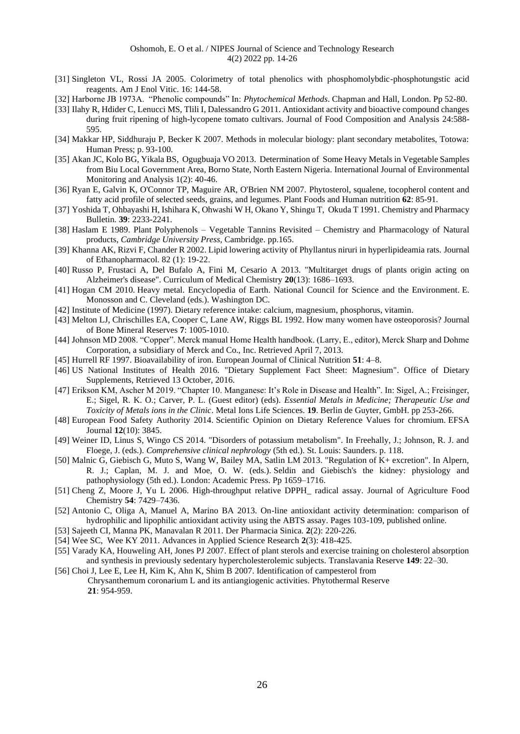[31] Singleton VL, Rossi JA 2005. Colorimetry of total phenolics with phosphomolybdic-phosphotungstic acid reagents. Am J Enol Vitic. 16: 144-58.

[32] Harborne JB 1973A. "Phenolic compounds" In: *Phytochemical Methods*. Chapman and Hall, London. Pp 52-80.

[33] Ilahy R, Hdider C, Lenucci MS, Tlili I, Dalessandro G 2011. Antioxidant activity and bioactive compound changes during fruit ripening of high-lycopene tomato cultivars. Journal of Food Composition and Analysis 24:588-595.

[34] Makkar HP, Siddhuraju P, Becker K 2007. Methods in molecular biology: plant secondary metabolites, Totowa: Human Press; p. 93-100.

[35] Akan JC, Kolo BG, Yikala BS, Ogugbuaja VO 2013. Determination of Some Heavy Metals in Vegetable Samples from Biu Local Government Area, Borno State, North Eastern Nigeria. International Journal of Environmental Monitoring and Analysis 1(2): 40-46.

[36] Ryan E, Galvin K, O'Connor TP, Maguire AR, O'Brien NM 2007. Phytosterol, squalene, tocopherol content and fatty acid profile of selected seeds, grains, and legumes. Plant Foods and Human nutrition **62**: 85-91.

[37] Yoshida T, Ohbayashi H, Ishihara K, Ohwashi W H, Okano Y, Shingu T, Okuda T 1991. Chemistry and Pharmacy Bulletin. **39**: 2233-2241.

[38] Haslam E 1989. Plant Polyphenols – Vegetable Tannins Revisited – Chemistry and Pharmacology of Natural products, *Cambridge University Press*, Cambridge. pp.165.

[39] Khanna AK, Rizvi F, Chander R 2002. Lipid lowering activity of Phyllantus niruri in hyperlipideamia rats. Journal of Ethanopharmacol. 82 (1): 19-22.

[40] Russo P, Frustaci A, Del Bufalo A, Fini M, Cesario A 2013. "Multitarget drugs of plants origin acting on Alzheimer's disease". Curriculum of Medical Chemistry **20**(13): 1686–1693.

[41] Hogan CM 2010. Heavy metal. Encyclopedia of Earth. National Council for Science and the Environment. E. Monosson and C. Cleveland (eds.). Washington DC.

[42] Institute of Medicine (1997). Dietary reference intake: calcium, magnesium, phosphorus, vitamin.

[43] Melton LJ, Chrischilles EA, Cooper C, Lane AW, Riggs BL 1992. How many women have osteoporosis? Journal of Bone Mineral Reserves **7**: 1005-1010.

[44] Johnson MD 2008. "Copper". Merck manual Home Health handbook. (Larry, E., editor), Merck Sharp and Dohme Corporation, a subsidiary of Merck and Co., Inc. Retrieved April 7, 2013.

[45] Hurrell RF 1997. Bioavailability of iron. European Journal of Clinical Nutrition **51**: 4–8.

[46] US National Institutes of Health 2016. "Dietary Supplement Fact Sheet: Magnesium". Office of Dietary Supplements, Retrieved 13 October, 2016.

[47] Erikson KM, Ascher M 2019. "Chapter 10. Manganese: It's Role in Disease and Health". In: Sigel, A.; Freisinger, E.; Sigel, R. K. O.; Carver, P. L. (Guest editor) (eds). *Essential Metals in Medicine; Therapeutic Use and Toxicity of Metals ions in the Clinic*. Metal Ions Life Sciences. **19**. Berlin de Guyter, GmbH. pp 253-266.

[48] European Food Safety Authority 2014. Scientific Opinion on Dietary Reference Values for chromium. EFSA Journal **12**(10): 3845.

[49] Weiner ID, Linus S, Wingo CS 2014. "Disorders of potassium metabolism". In Freehally, J.; Johnson, R. J. and Floege, J. (eds.). *Comprehensive clinical nephrology* (5th ed.). St. Louis: Saunders. p. 118.

[50] Malnic G, Giebisch G, Muto S, Wang W, Bailey MA, Satlin LM 2013. "Regulation of K+ excretion". In Alpern, R. J.; Caplan, M. J. and Moe, O. W. (eds.). Seldin and Giebisch's the kidney: physiology and pathophysiology (5th ed.). London: Academic Press. Pp 1659–1716.

[51] Cheng Z, Moore J, Yu L 2006. High-throughput relative DPPH_ radical assay. Journal of Agriculture Food Chemistry **54**: 7429–7436.

[52] Antonio C, Oliga A, Manuel A, Marino BA 2013. On-line antioxidant activity determination: comparison of hydrophilic and lipophilic antioxidant activity using the ABTS assay. Pages 103-109, published online.

[53] Sajeeth CI, Manna PK, Manavalan R 2011. Der Pharmacia Sinica. **2**(2): 220-226.

[54] Wee SC, Wee KY 2011. Advances in Applied Science Research **2**(3): 418-425.

[55] Varady KA, Houweling AH, Jones PJ 2007. Effect of plant sterols and exercise training on cholesterol absorption and synthesis in previously sedentary hypercholesterolemic subjects. Translavania Reserve **149**: 22–30.

[56] Choi J, Lee E, Lee H, Kim K, Ahn K, Shim B 2007. Identification of campesterol from Chrysanthemum coronarium L and its antiangiogenic activities. Phytothermal Reserve **21**: 954-959.